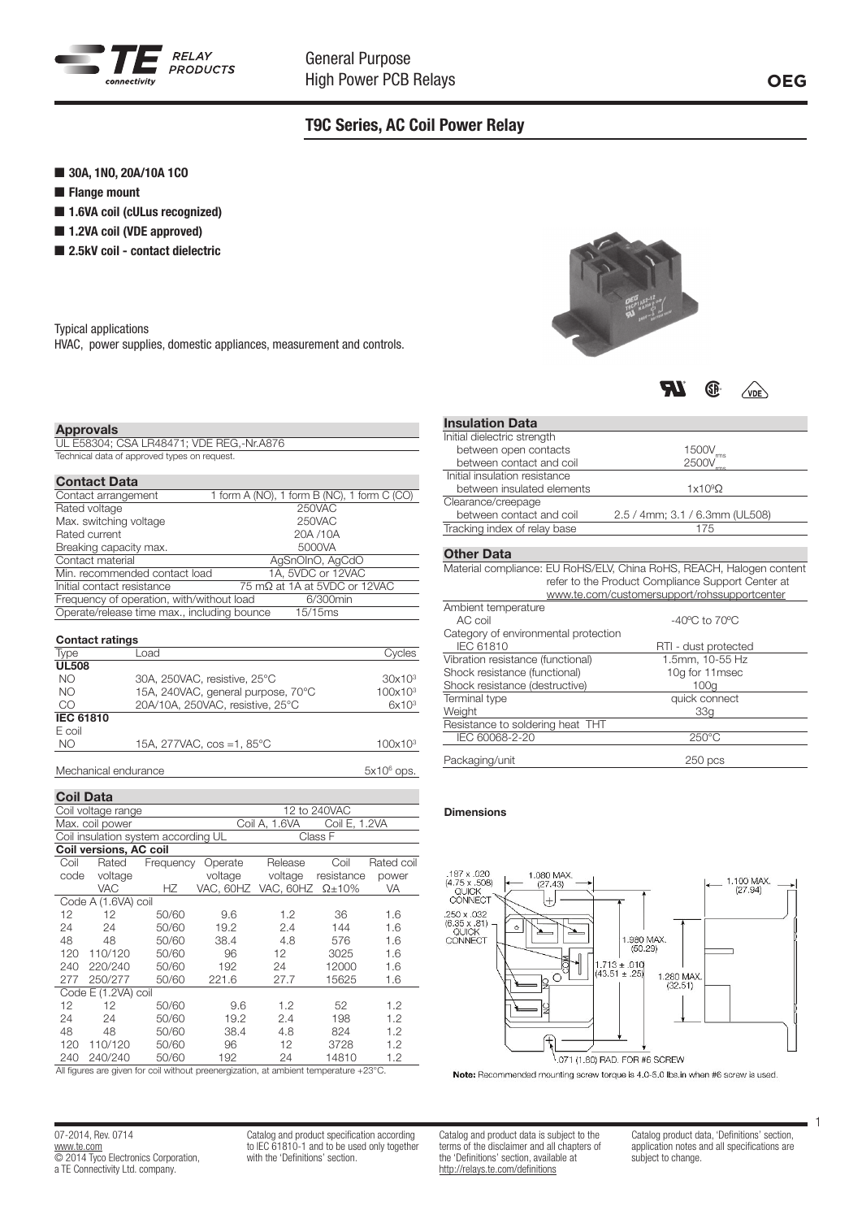# T9C Series, AC Coil Power Relay

- **30A, 1NO, 20A/10A 1CO**
- **Flange mount**
- **1.6VA coil (cULus recognized)**
- **1.2VA coil (VDE approved)**
- **2.5kV coil - contact dielectric**

Typical applications
HVAC, power supplies, domestic appliances, measurement and controls.

## Approvals

UL E58304; CSA LR48471; VDE REG,-Nr.A876
Technical data of approved types on request.

## Contact Data

| | |
|---|---|
| Contact arrangement | 1 form A (NO), 1 form B (NC), 1 form C (CO) |
| Rated voltage | 250VAC |
| Max. switching voltage | 250VAC |
| Rated current | 20A /10A |
| Breaking capacity max. | 5000VA |
| Contact material | AgSnOInO, AgCdO |
| Min. recommended contact load | 1A, 5VDC or 12VAC |
| Initial contact resistance | 75 mΩ at 1A at 5VDC or 12VAC |
| Frequency of operation, with/without load | 6/300min |
| Operate/release time max., including bounce | 15/15ms |

### Contact ratings

| Type | Load | Cycles |
|---|---|---|
| **UL508** | | |
| NO | 30A, 250VAC, resistive, 25°C | $30x10^3$ |
| NO | 15A, 240VAC, general purpose, 70°C | $100x10^3$ |
| CO | 20A/10A, 250VAC, resistive, 25°C | $6x10^3$ |
| **IEC 61810** | | |
| E coil | | |
| NO | 15A, 277VAC, cos =1, 85°C | $100x10^3$ |

Mechanical endurance $5x10^6$ ops.

## Coil Data

| | |
|---|---|
| Coil voltage range | 12 to 240VAC |
| Max. coil power | Coil A, 1.6VA &nbsp;&nbsp; Coil E, 1.2VA |
| Coil insulation system according UL | Class F |

### Coil versions, AC coil

| Coil code | Rated voltage VAC | Frequency HZ | Operate voltage VAC, 60HZ | Release voltage VAC, 60HZ | Coil resistance Ω±10% | Rated coil power VA |
|---|---|---|---|---|---|---|
| Code A (1.6VA) coil | | | | | | |
| 12 | 12 | 50/60 | 9.6 | 1.2 | 36 | 1.6 |
| 24 | 24 | 50/60 | 19.2 | 2.4 | 144 | 1.6 |
| 48 | 48 | 50/60 | 38.4 | 4.8 | 576 | 1.6 |
| 120 | 110/120 | 50/60 | 96 | 12 | 3025 | 1.6 |
| 240 | 220/240 | 50/60 | 192 | 24 | 12000 | 1.6 |
| 277 | 250/277 | 50/60 | 221.6 | 27.7 | 15625 | 1.6 |
| Code E (1.2VA) coil | | | | | | |
| 12 | 12 | 50/60 | 9.6 | 1.2 | 52 | 1.2 |
| 24 | 24 | 50/60 | 19.2 | 2.4 | 198 | 1.2 |
| 48 | 48 | 50/60 | 38.4 | 4.8 | 824 | 1.2 |
| 120 | 110/120 | 50/60 | 96 | 12 | 3728 | 1.2 |
| 240 | 240/240 | 50/60 | 192 | 24 | 14810 | 1.2 |

All figures are given for coil without preenergization, at ambient temperature +23°C.

## Insulation Data

| | |
|---|---|
| Initial dielectric strength | |
| between open contacts | $1500V_{rms}$ |
| between contact and coil | $2500V_{rms}$ |
| Initial insulation resistance | |
| between insulated elements | $1x10^9Ω$ |
| Clearance/creepage | |
| between contact and coil | 2.5 / 4mm; 3.1 / 6.3mm (UL508) |
| Tracking index of relay base | 175 |

## Other Data

Material compliance: EU RoHS/ELV, China RoHS, REACH, Halogen content refer to the Product Compliance Support Center at www.te.com/customersupport/rohssupportcenter

| | |
|---|---|
| Ambient temperature | |
| AC coil | -40°C to 70°C |
| Category of environmental protection | |
| IEC 61810 | RTI - dust protected |
| Vibration resistance (functional) | 1.5mm, 10-55 Hz |
| Shock resistance (functional) | 10g for 11msec |
| Shock resistance (destructive) | 100g |
| Terminal type | quick connect |
| Weight | 33g |
| Resistance to soldering heat THT | |
| IEC 60068-2-20 | 250°C |
| Packaging/unit | 250 pcs |

### Dimensions

.187 x .020 (4.75 x .508) QUICK CONNECT
.250 x .032 (6.35 x .81) QUICK CONNECT
1.080 MAX. (27.43)
1.100 MAX. (27.94)
1.980 MAX. (50.29)
1.713 ± .010 (43.51 ± .25)
1.280 MAX. (32.51)
.071 (1.80) RAD. FOR #6 SCREW

**Note:** Recommended mounting screw torque is 4.0-5.0 lbs.in when #6 screw is used.

07-2014, Rev. 0714
www.te.com
© 2014 Tyco Electronics Corporation, a TE Connectivity Ltd. company.

Catalog and product specification according to IEC 61810-1 and to be used only together with the 'Definitions' section.

Catalog and product data is subject to the terms of the disclaimer and all chapters of the 'Definitions' section, available at http://relays.te.com/definitions

Catalog product data, 'Definitions' section, application notes and all specifications are subject to change.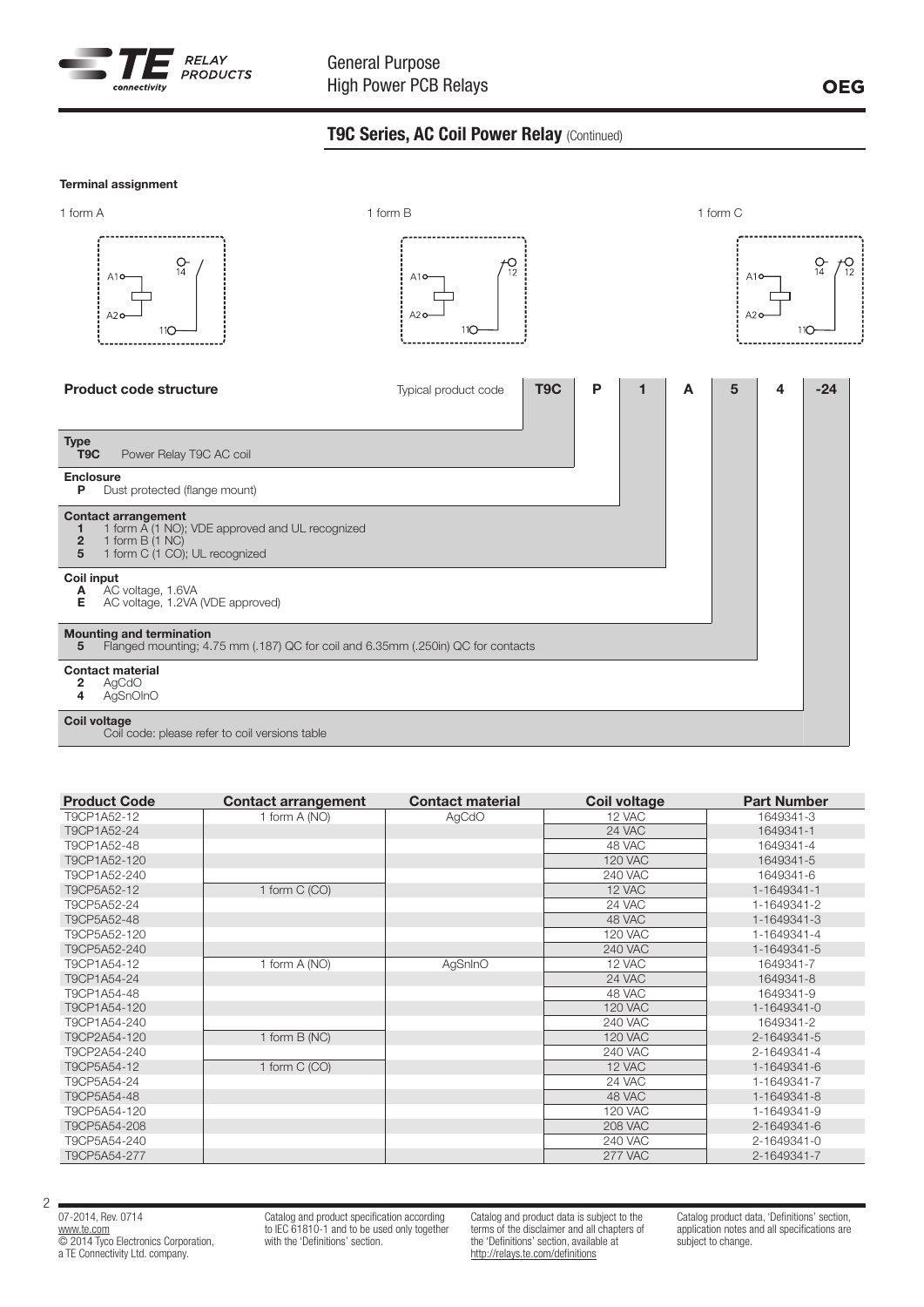## T9C Series, AC Coil Power Relay (Continued)

**Terminal assignment**

1 form A

A1 A2 14 11

1 form B

A1 A2 12 11

1 form C

A1 A2 14 12 11

**Product code structure**

| Typical product code | T9C | P | 1 | A | 5 | 4 | -24 |
|---|---|---|---|---|---|---|---|

**Type**
- **T9C** Power Relay T9C AC coil

**Enclosure**
- **P** Dust protected (flange mount)

**Contact arrangement**
- **1** 1 form A (1 NO); VDE approved and UL recognized
- **2** 1 form B (1 NC)
- **5** 1 form C (1 CO); UL recognized

**Coil input**
- **A** AC voltage, 1.6VA
- **E** AC voltage, 1.2VA (VDE approved)

**Mounting and termination**
- **5** Flanged mounting; 4.75 mm (.187) QC for coil and 6.35mm (.250in) QC for contacts

**Contact material**
- **2** AgCdO
- **4** AgSnOInO

**Coil voltage**

Coil code: please refer to coil versions table

| Product Code | Contact arrangement | Contact material | Coil voltage | Part Number |
|---|---|---|---|---|
| T9CP1A52-12 | 1 form A (NO) | AgCdO | 12 VAC | 1649341-3 |
| T9CP1A52-24 | | | 24 VAC | 1649341-1 |
| T9CP1A52-48 | | | 48 VAC | 1649341-4 |
| T9CP1A52-120 | | | 120 VAC | 1649341-5 |
| T9CP1A52-240 | | | 240 VAC | 1649341-6 |
| T9CP5A52-12 | 1 form C (CO) | | 12 VAC | 1-1649341-1 |
| T9CP5A52-24 | | | 24 VAC | 1-1649341-2 |
| T9CP5A52-48 | | | 48 VAC | 1-1649341-3 |
| T9CP5A52-120 | | | 120 VAC | 1-1649341-4 |
| T9CP5A52-240 | | | 240 VAC | 1-1649341-5 |
| T9CP1A54-12 | 1 form A (NO) | AgSnInO | 12 VAC | 1649341-7 |
| T9CP1A54-24 | | | 24 VAC | 1649341-8 |
| T9CP1A54-48 | | | 48 VAC | 1649341-9 |
| T9CP1A54-120 | | | 120 VAC | 1-1649341-0 |
| T9CP1A54-240 | | | 240 VAC | 1649341-2 |
| T9CP2A54-120 | 1 form B (NC) | | 120 VAC | 2-1649341-5 |
| T9CP2A54-240 | | | 240 VAC | 2-1649341-4 |
| T9CP5A54-12 | 1 form C (CO) | | 12 VAC | 1-1649341-6 |
| T9CP5A54-24 | | | 24 VAC | 1-1649341-7 |
| T9CP5A54-48 | | | 48 VAC | 1-1649341-8 |
| T9CP5A54-120 | | | 120 VAC | 1-1649341-9 |
| T9CP5A54-208 | | | 208 VAC | 2-1649341-6 |
| T9CP5A54-240 | | | 240 VAC | 2-1649341-0 |
| T9CP5A54-277 | | | 277 VAC | 2-1649341-7 |

07-2014, Rev. 0714
www.te.com
© 2014 Tyco Electronics Corporation,
a TE Connectivity Ltd. company.

Catalog and product specification according to IEC 61810-1 and to be used only together with the 'Definitions' section.

Catalog and product data is subject to the terms of the disclaimer and all chapters of the 'Definitions' section, available at http://relays.te.com/definitions

Catalog product data, 'Definitions' section, application notes and all specifications are subject to change.